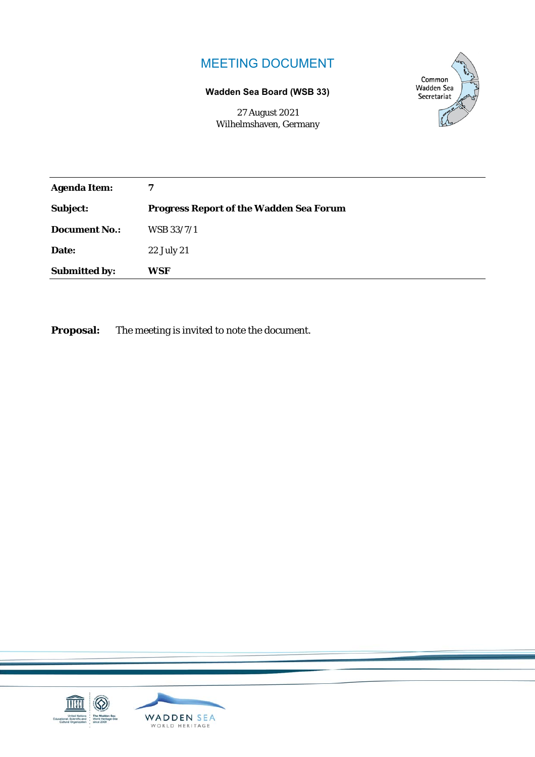# MEETING DOCUMENT

**Wadden Sea Board (WSB 33)**

27 August 2021
Wilhelmshaven, Germany

| | |
|---|---|
| **Agenda Item:** | **7** |
| **Subject:** | **Progress Report of the Wadden Sea Forum** |
| **Document No.:** | WSB 33/7/1 |
| **Date:** | 22 July 21 |
| **Submitted by:** | **WSF** |

**Proposal:** The meeting is invited to note the document.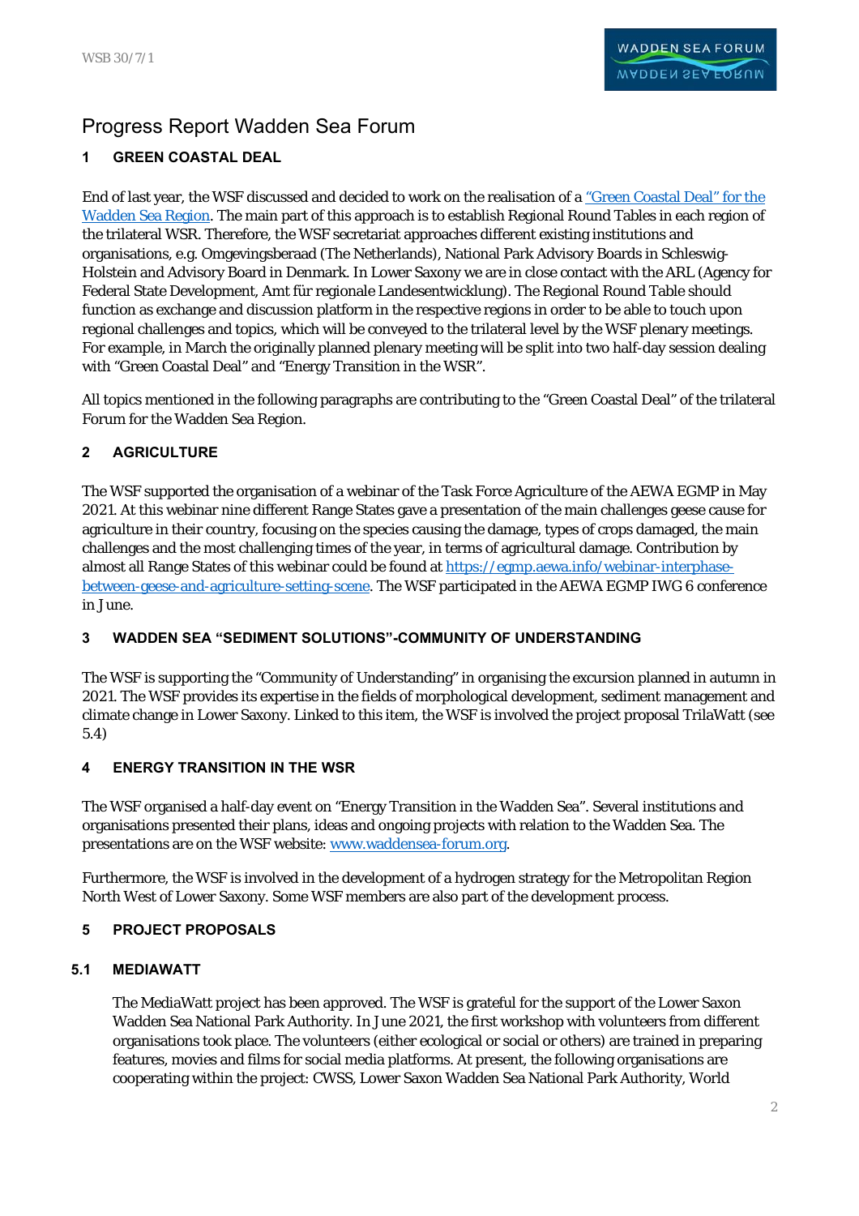# Progress Report Wadden Sea Forum

## 1 GREEN COASTAL DEAL

End of last year, the WSF discussed and decided to work on the realisation of a "Green Coastal Deal" for the Wadden Sea Region. The main part of this approach is to establish Regional Round Tables in each region of the trilateral WSR. Therefore, the WSF secretariat approaches different existing institutions and organisations, e.g. Omgevingsberaad (The Netherlands), National Park Advisory Boards in Schleswig-Holstein and Advisory Board in Denmark. In Lower Saxony we are in close contact with the ARL (Agency for Federal State Development, Amt für regionale Landesentwicklung). The Regional Round Table should function as exchange and discussion platform in the respective regions in order to be able to touch upon regional challenges and topics, which will be conveyed to the trilateral level by the WSF plenary meetings. For example, in March the originally planned plenary meeting will be split into two half-day session dealing with "Green Coastal Deal" and "Energy Transition in the WSR".

All topics mentioned in the following paragraphs are contributing to the "Green Coastal Deal" of the trilateral Forum for the Wadden Sea Region.

## 2 AGRICULTURE

The WSF supported the organisation of a webinar of the Task Force Agriculture of the AEWA EGMP in May 2021. At this webinar nine different Range States gave a presentation of the main challenges geese cause for agriculture in their country, focusing on the species causing the damage, types of crops damaged, the main challenges and the most challenging times of the year, in terms of agricultural damage. Contribution by almost all Range States of this webinar could be found at https://egmp.aewa.info/webinar-interphase-between-geese-and-agriculture-setting-scene. The WSF participated in the AEWA EGMP IWG 6 conference in June.

## 3 WADDEN SEA "SEDIMENT SOLUTIONS"-COMMUNITY OF UNDERSTANDING

The WSF is supporting the "Community of Understanding" in organising the excursion planned in autumn in 2021. The WSF provides its expertise in the fields of morphological development, sediment management and climate change in Lower Saxony. Linked to this item, the WSF is involved the project proposal TrilaWatt (see 5.4)

## 4 ENERGY TRANSITION IN THE WSR

The WSF organised a half-day event on "Energy Transition in the Wadden Sea". Several institutions and organisations presented their plans, ideas and ongoing projects with relation to the Wadden Sea. The presentations are on the WSF website: www.waddensea-forum.org.

Furthermore, the WSF is involved in the development of a hydrogen strategy for the Metropolitan Region North West of Lower Saxony. Some WSF members are also part of the development process.

## 5 PROJECT PROPOSALS

### 5.1 MEDIAWATT

The MediaWatt project has been approved. The WSF is grateful for the support of the Lower Saxon Wadden Sea National Park Authority. In June 2021, the first workshop with volunteers from different organisations took place. The volunteers (either ecological or social or others) are trained in preparing features, movies and films for social media platforms. At present, the following organisations are cooperating within the project: CWSS, Lower Saxon Wadden Sea National Park Authority, World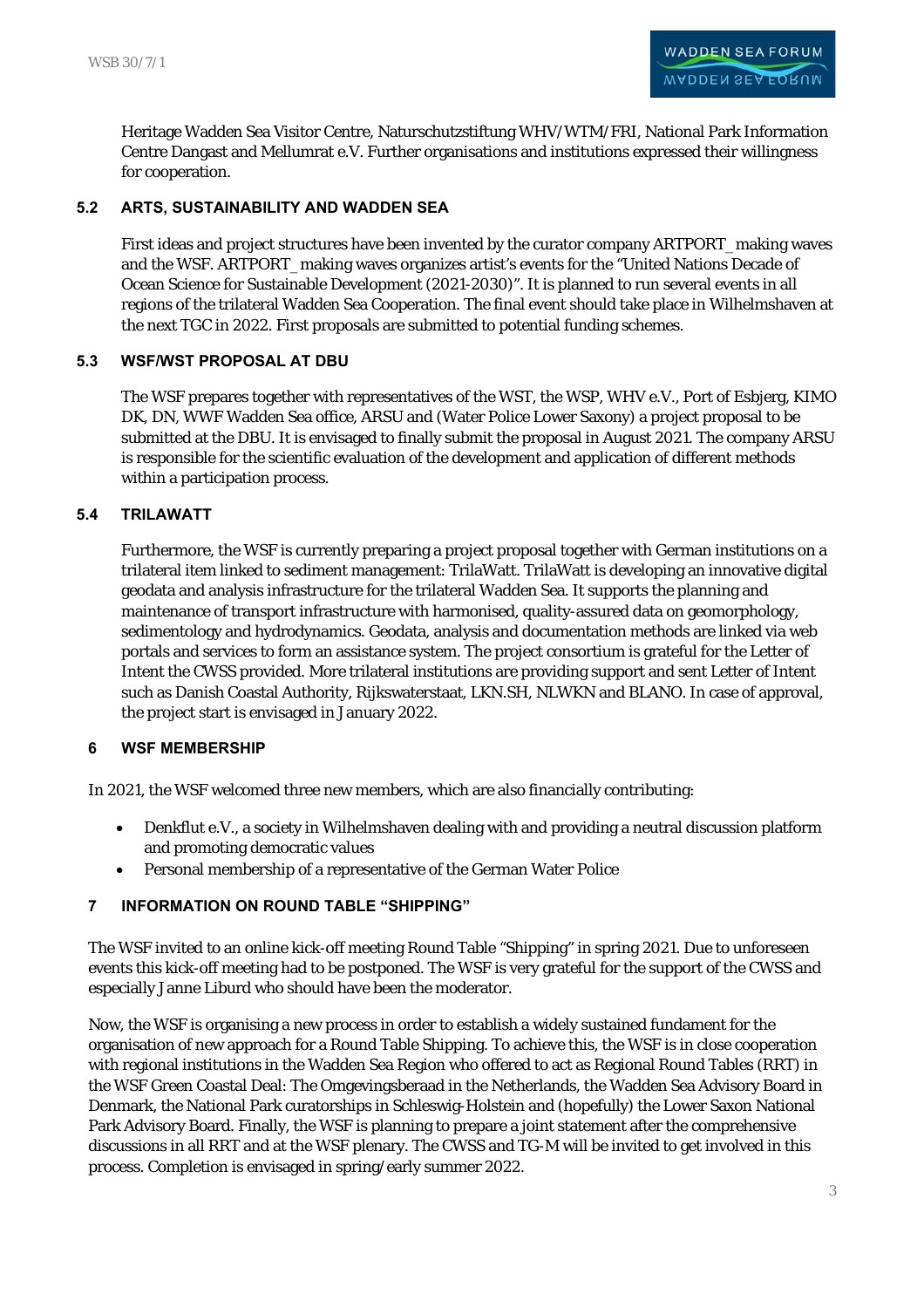Heritage Wadden Sea Visitor Centre, Naturschutzstiftung WHV/WTM/FRI, National Park Information Centre Dangast and Mellumrat e.V. Further organisations and institutions expressed their willingness for cooperation.

### 5.2 ARTS, SUSTAINABILITY AND WADDEN SEA

First ideas and project structures have been invented by the curator company ARTPORT_making waves and the WSF. ARTPORT_making waves organizes artist's events for the "United Nations Decade of Ocean Science for Sustainable Development (2021-2030)". It is planned to run several events in all regions of the trilateral Wadden Sea Cooperation. The final event should take place in Wilhelmshaven at the next TGC in 2022. First proposals are submitted to potential funding schemes.

### 5.3 WSF/WST PROPOSAL AT DBU

The WSF prepares together with representatives of the WST, the WSP, WHV e.V., Port of Esbjerg, KIMO DK, DN, WWF Wadden Sea office, ARSU and (Water Police Lower Saxony) a project proposal to be submitted at the DBU. It is envisaged to finally submit the proposal in August 2021. The company ARSU is responsible for the scientific evaluation of the development and application of different methods within a participation process.

### 5.4 TRILAWATT

Furthermore, the WSF is currently preparing a project proposal together with German institutions on a trilateral item linked to sediment management: TrilaWatt. TrilaWatt is developing an innovative digital geodata and analysis infrastructure for the trilateral Wadden Sea. It supports the planning and maintenance of transport infrastructure with harmonised, quality-assured data on geomorphology, sedimentology and hydrodynamics. Geodata, analysis and documentation methods are linked via web portals and services to form an assistance system. The project consortium is grateful for the Letter of Intent the CWSS provided. More trilateral institutions are providing support and sent Letter of Intent such as Danish Coastal Authority, Rijkswaterstaat, LKN.SH, NLWKN and BLANO. In case of approval, the project start is envisaged in January 2022.

## 6 WSF MEMBERSHIP

In 2021, the WSF welcomed three new members, which are also financially contributing:

- Denkflut e.V., a society in Wilhelmshaven dealing with and providing a neutral discussion platform and promoting democratic values
- Personal membership of a representative of the German Water Police

## 7 INFORMATION ON ROUND TABLE "SHIPPING"

The WSF invited to an online kick-off meeting Round Table "Shipping" in spring 2021. Due to unforeseen events this kick-off meeting had to be postponed. The WSF is very grateful for the support of the CWSS and especially Janne Liburd who should have been the moderator.

Now, the WSF is organising a new process in order to establish a widely sustained fundament for the organisation of new approach for a Round Table Shipping. To achieve this, the WSF is in close cooperation with regional institutions in the Wadden Sea Region who offered to act as Regional Round Tables (RRT) in the WSF Green Coastal Deal: The Omgevingsberaad in the Netherlands, the Wadden Sea Advisory Board in Denmark, the National Park curatorships in Schleswig-Holstein and (hopefully) the Lower Saxon National Park Advisory Board. Finally, the WSF is planning to prepare a joint statement after the comprehensive discussions in all RRT and at the WSF plenary. The CWSS and TG-M will be invited to get involved in this process. Completion is envisaged in spring/early summer 2022.